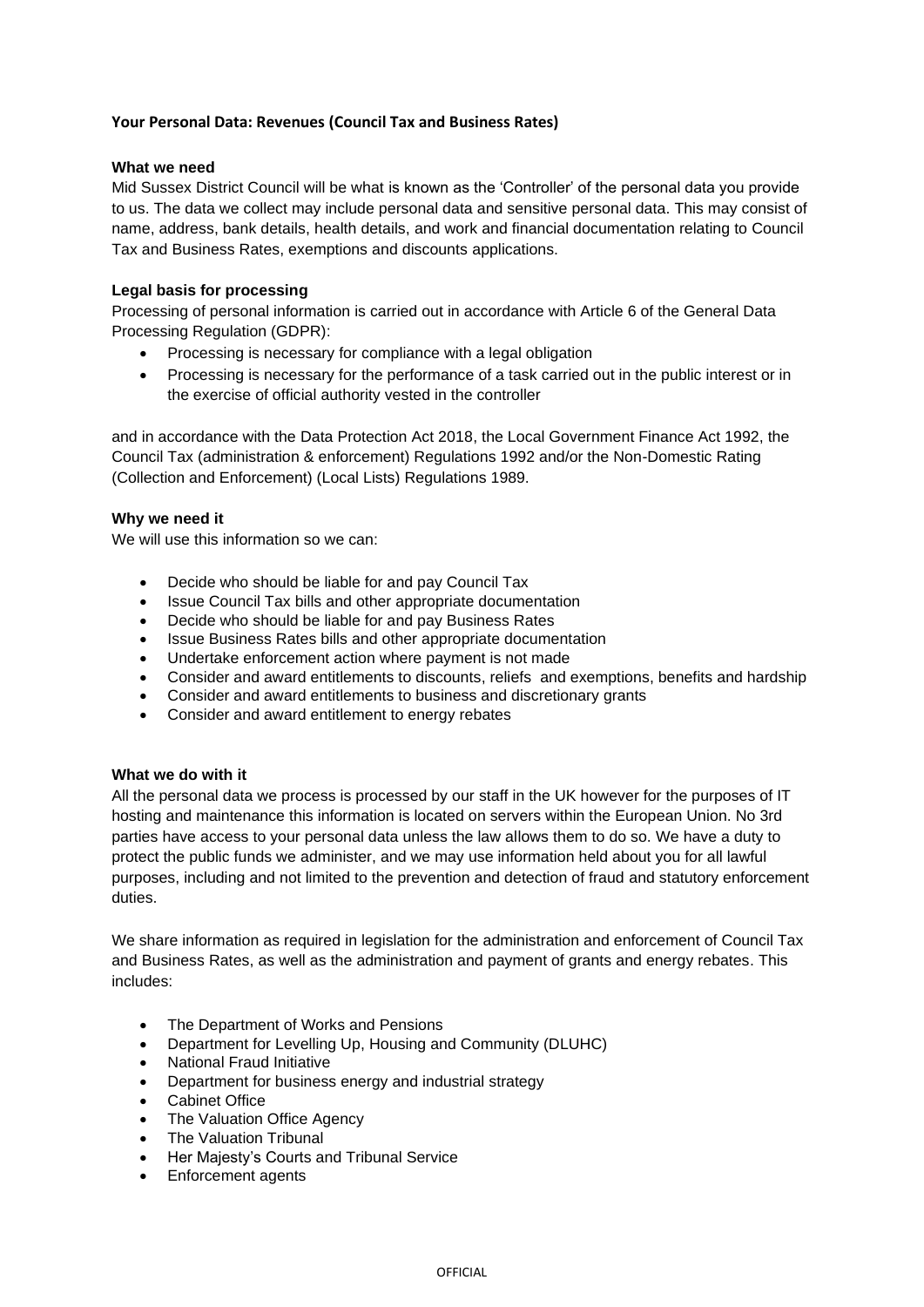# Your Personal Data: Revenues (Council Tax and Business Rates)

### What we need

Mid Sussex District Council will be what is known as the 'Controller' of the personal data you provide to us. The data we collect may include personal data and sensitive personal data. This may consist of name, address, bank details, health details, and work and financial documentation relating to Council Tax and Business Rates, exemptions and discounts applications.

### Legal basis for processing

Processing of personal information is carried out in accordance with Article 6 of the General Data Processing Regulation (GDPR):

- Processing is necessary for compliance with a legal obligation
- Processing is necessary for the performance of a task carried out in the public interest or in the exercise of official authority vested in the controller

and in accordance with the Data Protection Act 2018, the Local Government Finance Act 1992, the Council Tax (administration & enforcement) Regulations 1992 and/or the Non-Domestic Rating (Collection and Enforcement) (Local Lists) Regulations 1989.

### Why we need it

We will use this information so we can:

- Decide who should be liable for and pay Council Tax
- Issue Council Tax bills and other appropriate documentation
- Decide who should be liable for and pay Business Rates
- Issue Business Rates bills and other appropriate documentation
- Undertake enforcement action where payment is not made
- Consider and award entitlements to discounts, reliefs and exemptions, benefits and hardship
- Consider and award entitlements to business and discretionary grants
- Consider and award entitlement to energy rebates

### What we do with it

All the personal data we process is processed by our staff in the UK however for the purposes of IT hosting and maintenance this information is located on servers within the European Union. No 3rd parties have access to your personal data unless the law allows them to do so. We have a duty to protect the public funds we administer, and we may use information held about you for all lawful purposes, including and not limited to the prevention and detection of fraud and statutory enforcement duties.

We share information as required in legislation for the administration and enforcement of Council Tax and Business Rates, as well as the administration and payment of grants and energy rebates. This includes:

- The Department of Works and Pensions
- Department for Levelling Up, Housing and Community (DLUHC)
- National Fraud Initiative
- Department for business energy and industrial strategy
- Cabinet Office
- The Valuation Office Agency
- The Valuation Tribunal
- Her Majesty's Courts and Tribunal Service
- Enforcement agents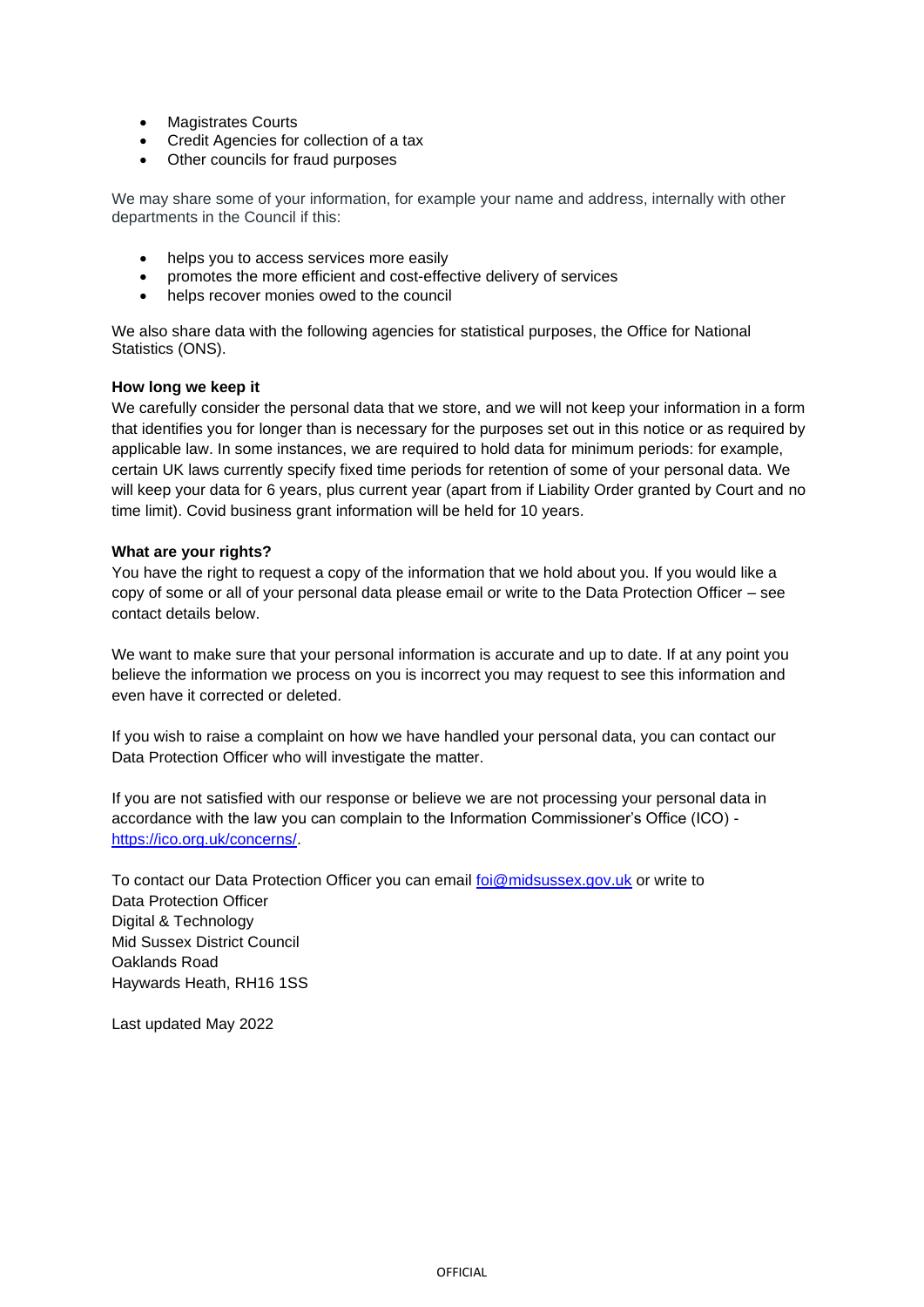- Magistrates Courts
- Credit Agencies for collection of a tax
- Other councils for fraud purposes

We may share some of your information, for example your name and address, internally with other departments in the Council if this:

- helps you to access services more easily
- promotes the more efficient and cost-effective delivery of services
- helps recover monies owed to the council

We also share data with the following agencies for statistical purposes, the Office for National Statistics (ONS).

**How long we keep it**

We carefully consider the personal data that we store, and we will not keep your information in a form that identifies you for longer than is necessary for the purposes set out in this notice or as required by applicable law. In some instances, we are required to hold data for minimum periods: for example, certain UK laws currently specify fixed time periods for retention of some of your personal data. We will keep your data for 6 years, plus current year (apart from if Liability Order granted by Court and no time limit). Covid business grant information will be held for 10 years.

**What are your rights?**

You have the right to request a copy of the information that we hold about you. If you would like a copy of some or all of your personal data please email or write to the Data Protection Officer – see contact details below.

We want to make sure that your personal information is accurate and up to date. If at any point you believe the information we process on you is incorrect you may request to see this information and even have it corrected or deleted.

If you wish to raise a complaint on how we have handled your personal data, you can contact our Data Protection Officer who will investigate the matter.

If you are not satisfied with our response or believe we are not processing your personal data in accordance with the law you can complain to the Information Commissioner's Office (ICO) - [https://ico.org.uk/concerns/](https://ico.org.uk/concerns/).

To contact our Data Protection Officer you can email [foi@midsussex.gov.uk](mailto:foi@midsussex.gov.uk) or write to
Data Protection Officer
Digital & Technology
Mid Sussex District Council
Oaklands Road
Haywards Heath, RH16 1SS

Last updated May 2022

OFFICIAL